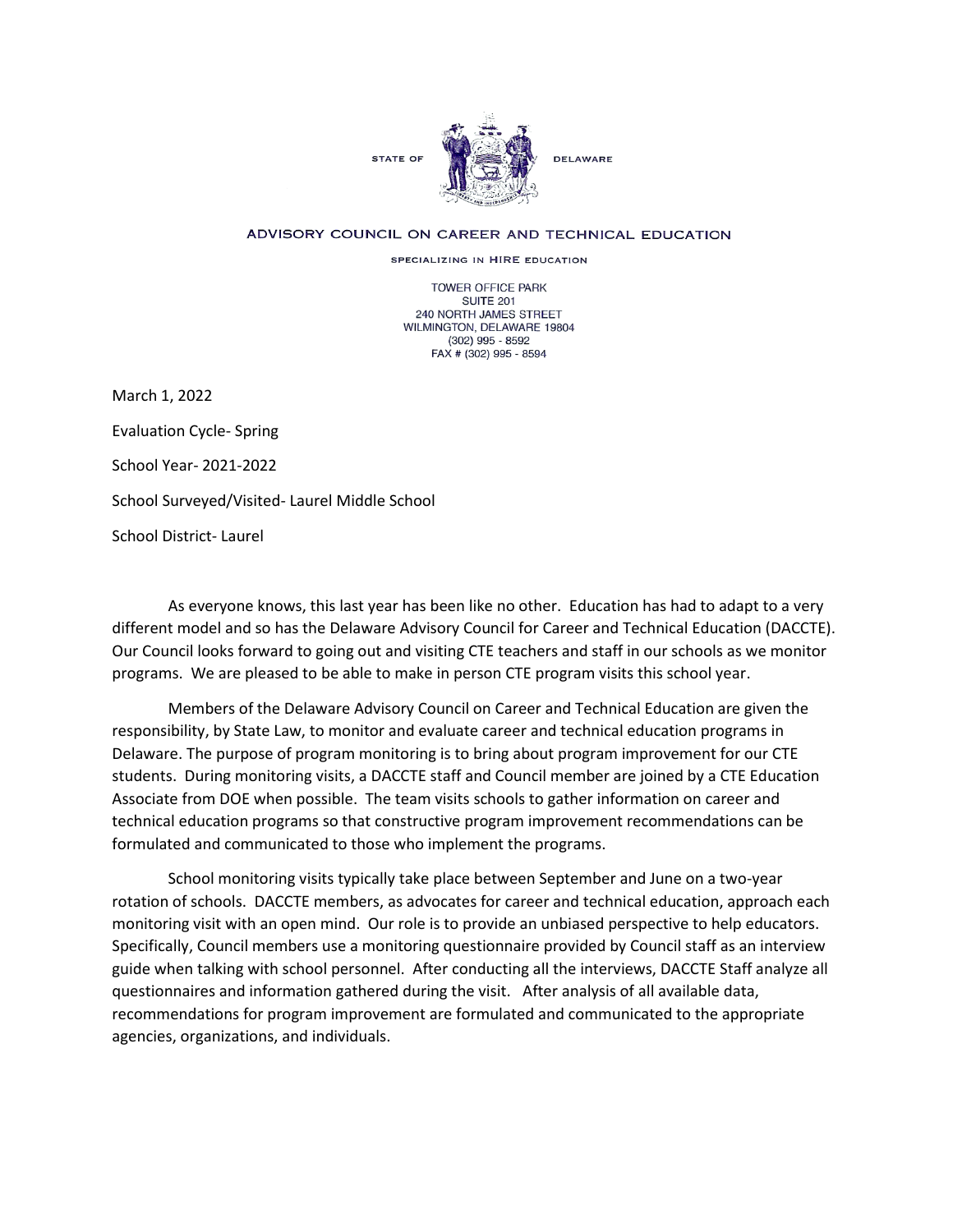STATE OF DELAWARE

ADVISORY COUNCIL ON CAREER AND TECHNICAL EDUCATION

SPECIALIZING IN HIRE EDUCATION

TOWER OFFICE PARK
SUITE 201
240 NORTH JAMES STREET
WILMINGTON, DELAWARE 19804
(302) 995 - 8592
FAX # (302) 995 - 8594

March 1, 2022

Evaluation Cycle- Spring

School Year- 2021-2022

School Surveyed/Visited- Laurel Middle School

School District- Laurel

As everyone knows, this last year has been like no other. Education has had to adapt to a very different model and so has the Delaware Advisory Council for Career and Technical Education (DACCTE). Our Council looks forward to going out and visiting CTE teachers and staff in our schools as we monitor programs. We are pleased to be able to make in person CTE program visits this school year.

Members of the Delaware Advisory Council on Career and Technical Education are given the responsibility, by State Law, to monitor and evaluate career and technical education programs in Delaware. The purpose of program monitoring is to bring about program improvement for our CTE students. During monitoring visits, a DACCTE staff and Council member are joined by a CTE Education Associate from DOE when possible. The team visits schools to gather information on career and technical education programs so that constructive program improvement recommendations can be formulated and communicated to those who implement the programs.

School monitoring visits typically take place between September and June on a two-year rotation of schools. DACCTE members, as advocates for career and technical education, approach each monitoring visit with an open mind. Our role is to provide an unbiased perspective to help educators. Specifically, Council members use a monitoring questionnaire provided by Council staff as an interview guide when talking with school personnel. After conducting all the interviews, DACCTE Staff analyze all questionnaires and information gathered during the visit. After analysis of all available data, recommendations for program improvement are formulated and communicated to the appropriate agencies, organizations, and individuals.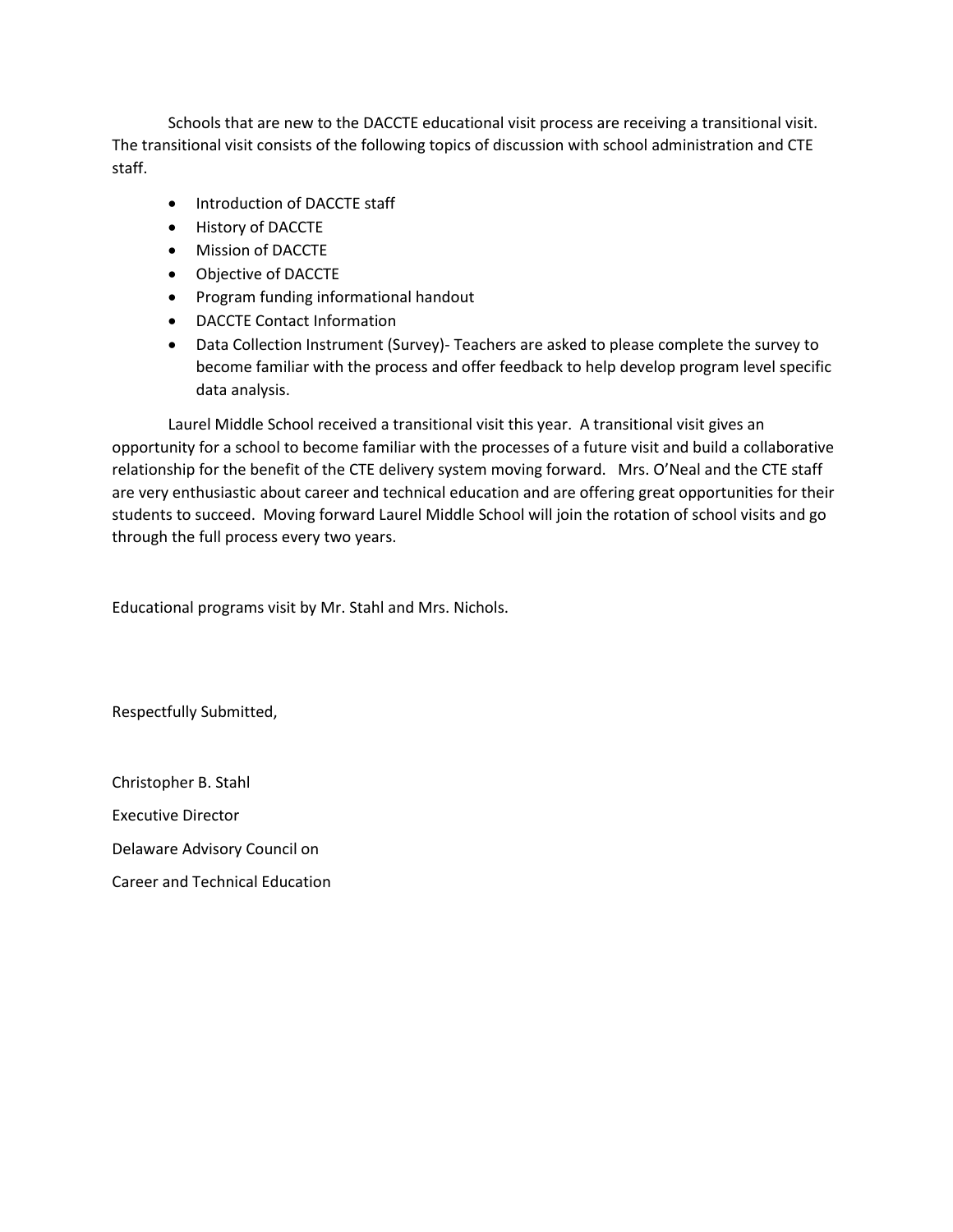Schools that are new to the DACCTE educational visit process are receiving a transitional visit. The transitional visit consists of the following topics of discussion with school administration and CTE staff.

- Introduction of DACCTE staff
- History of DACCTE
- Mission of DACCTE
- Objective of DACCTE
- Program funding informational handout
- DACCTE Contact Information
- Data Collection Instrument (Survey)- Teachers are asked to please complete the survey to become familiar with the process and offer feedback to help develop program level specific data analysis.

Laurel Middle School received a transitional visit this year. A transitional visit gives an opportunity for a school to become familiar with the processes of a future visit and build a collaborative relationship for the benefit of the CTE delivery system moving forward. Mrs. O'Neal and the CTE staff are very enthusiastic about career and technical education and are offering great opportunities for their students to succeed. Moving forward Laurel Middle School will join the rotation of school visits and go through the full process every two years.

Educational programs visit by Mr. Stahl and Mrs. Nichols.

Respectfully Submitted,

Christopher B. Stahl

Executive Director

Delaware Advisory Council on

Career and Technical Education